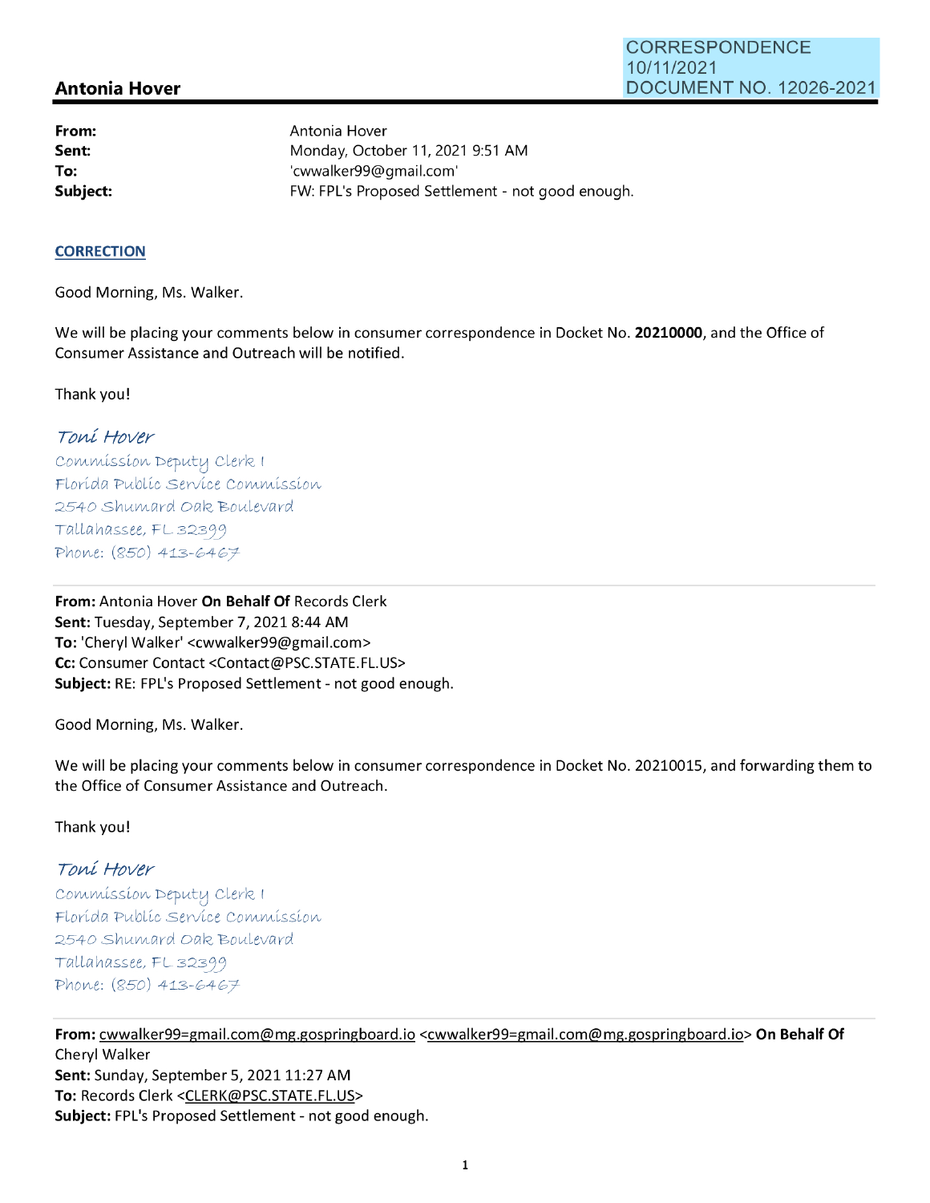CORRESPONDENCE
10/11/2021
DOCUMENT NO. 12026-2021

## Antonia Hover

| | |
|---|---|
| **From:** | Antonia Hover |
| **Sent:** | Monday, October 11, 2021 9:51 AM |
| **To:** | 'cwwalker99@gmail.com' |
| **Subject:** | FW: FPL's Proposed Settlement - not good enough. |

**CORRECTION**

Good Morning, Ms. Walker.

We will be placing your comments below in consumer correspondence in Docket No. **20210000**, and the Office of Consumer Assistance and Outreach will be notified.

Thank you!

*Toni Hover*
Commission Deputy Clerk I
Florida Public Service Commission
2540 Shumard Oak Boulevard
Tallahassee, FL 32399
Phone: (850) 413-6467

---

**From:** Antonia Hover **On Behalf Of** Records Clerk
**Sent:** Tuesday, September 7, 2021 8:44 AM
**To:** 'Cheryl Walker' <cwwalker99@gmail.com>
**Cc:** Consumer Contact <Contact@PSC.STATE.FL.US>
**Subject:** RE: FPL's Proposed Settlement - not good enough.

Good Morning, Ms. Walker.

We will be placing your comments below in consumer correspondence in Docket No. 20210015, and forwarding them to the Office of Consumer Assistance and Outreach.

Thank you!

*Toni Hover*
Commission Deputy Clerk I
Florida Public Service Commission
2540 Shumard Oak Boulevard
Tallahassee, FL 32399
Phone: (850) 413-6467

---

**From:** cwwalker99=gmail.com@mg.gospringboard.io <cwwalker99=gmail.com@mg.gospringboard.io> **On Behalf Of** Cheryl Walker
**Sent:** Sunday, September 5, 2021 11:27 AM
**To:** Records Clerk <CLERK@PSC.STATE.FL.US>
**Subject:** FPL's Proposed Settlement - not good enough.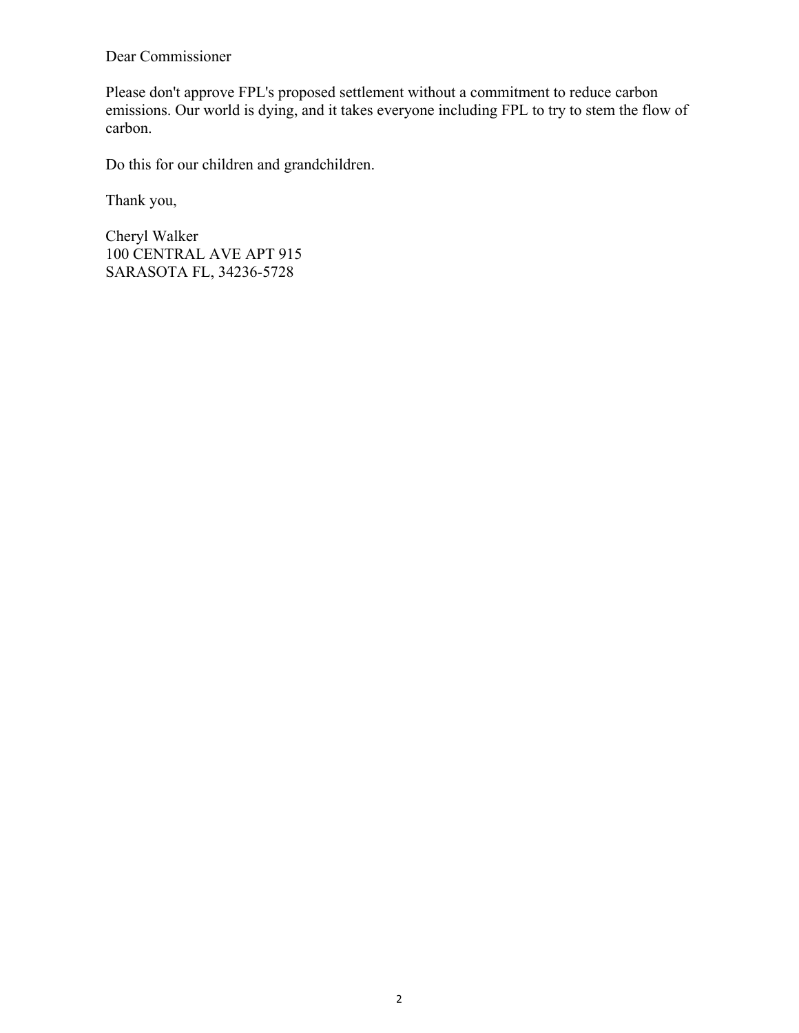Dear Commissioner

Please don't approve FPL's proposed settlement without a commitment to reduce carbon emissions. Our world is dying, and it takes everyone including FPL to try to stem the flow of carbon.

Do this for our children and grandchildren.

Thank you,

Cheryl Walker
100 CENTRAL AVE APT 915
SARASOTA FL, 34236-5728